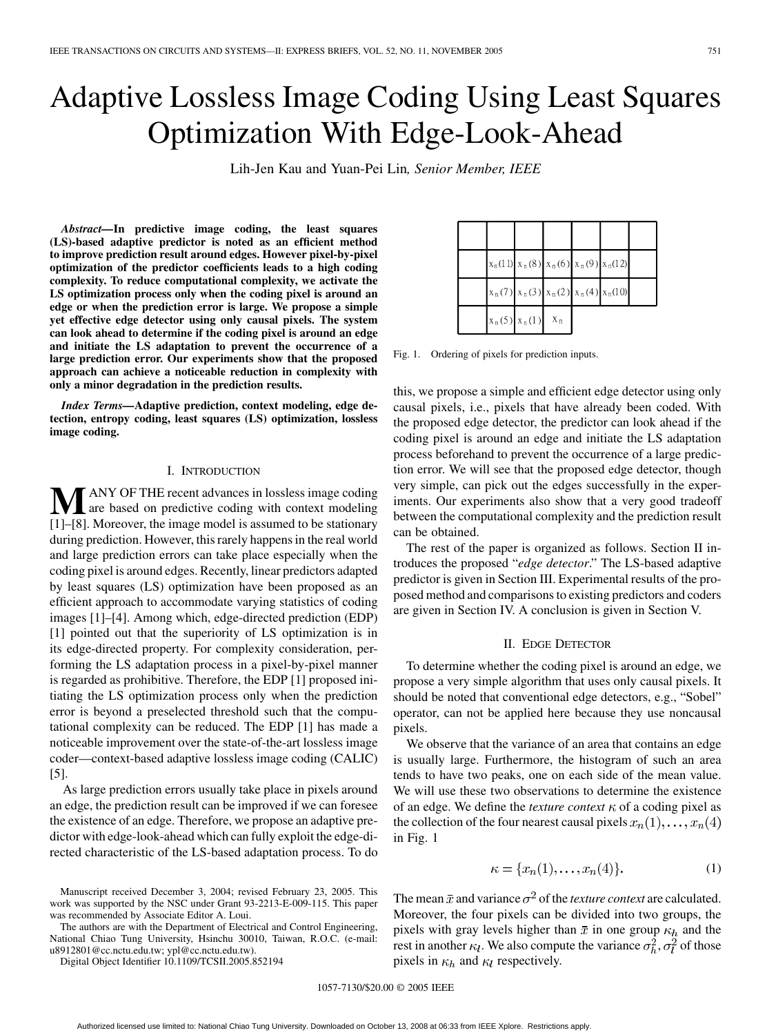# Adaptive Lossless Image Coding Using Least Squares Optimization With Edge-Look-Ahead

Lih-Jen Kau and Yuan-Pei Lin, *Senior Member, IEEE*

***Abstract*—In predictive image coding, the least squares (LS)-based adaptive predictor is noted as an efficient method to improve prediction result around edges. However pixel-by-pixel optimization of the predictor coefficients leads to a high coding complexity. To reduce computational complexity, we activate the LS optimization process only when the coding pixel is around an edge or when the prediction error is large. We propose a simple yet effective edge detector using only causal pixels. The system can look ahead to determine if the coding pixel is around an edge and initiate the LS adaptation to prevent the occurrence of a large prediction error. Our experiments show that the proposed approach can achieve a noticeable reduction in complexity with only a minor degradation in the prediction results.**

***Index Terms*—Adaptive prediction, context modeling, edge detection, entropy coding, least squares (LS) optimization, lossless image coding.**

## I. Introduction

Many of the recent advances in lossless image coding are based on predictive coding with context modeling [1]–[8]. Moreover, the image model is assumed to be stationary during prediction. However, this rarely happens in the real world and large prediction errors can take place especially when the coding pixel is around edges. Recently, linear predictors adapted by least squares (LS) optimization have been proposed as an efficient approach to accommodate varying statistics of coding images [1]–[4]. Among which, edge-directed prediction (EDP) [1] pointed out that the superiority of LS optimization is in its edge-directed property. For complexity consideration, performing the LS adaptation process in a pixel-by-pixel manner is regarded as prohibitive. Therefore, the EDP [1] proposed initiating the LS optimization process only when the prediction error is beyond a preselected threshold such that the computational complexity can be reduced. The EDP [1] has made a noticeable improvement over the state-of-the-art lossless image coder—context-based adaptive lossless image coding (CALIC) [5].

As large prediction errors usually take place in pixels around an edge, the prediction result can be improved if we can foresee the existence of an edge. Therefore, we propose an adaptive predictor with edge-look-ahead which can fully exploit the edge-directed characteristic of the LS-based adaptation process. To do this, we propose a simple and efficient edge detector using only causal pixels, i.e., pixels that have already been coded. With the proposed edge detector, the predictor can look ahead if the coding pixel is around an edge and initiate the LS adaptation process beforehand to prevent the occurrence of a large prediction error. We will see that the proposed edge detector, though very simple, can pick out the edges successfully in the experiments. Our experiments also show that a very good tradeoff between the computational complexity and the prediction result can be obtained.

The rest of the paper is organized as follows. Section II introduces the proposed "*edge detector*." The LS-based adaptive predictor is given in Section III. Experimental results of the proposed method and comparisons to existing predictors and coders are given in Section IV. A conclusion is given in Section V.

$x_n(11)$ $x_n(8)$ $x_n(6)$ $x_n(9)$ $x_n(12)$

$x_n(7)$ $x_n(3)$ $x_n(2)$ $x_n(4)$ $x_n(10)$

$x_n(5)$ $x_n(1)$ $x_n$

Fig. 1. Ordering of pixels for prediction inputs.

## II. Edge Detector

To determine whether the coding pixel is around an edge, we propose a very simple algorithm that uses only causal pixels. It should be noted that conventional edge detectors, e.g., "Sobel" operator, can not be applied here because they use noncausal pixels.

We observe that the variance of an area that contains an edge is usually large. Furthermore, the histogram of such an area tends to have two peaks, one on each side of the mean value. We will use these two observations to determine the existence of an edge. We define the *texture context* $\kappa$ of a coding pixel as the collection of the four nearest causal pixels $x_n(1), \ldots, x_n(4)$ in Fig. 1

$$\kappa = \{x_n(1), \ldots, x_n(4)\}. \tag{1}$$

The mean $\bar{x}$ and variance $\sigma^2$ of the *texture context* are calculated. Moreover, the four pixels can be divided into two groups, the pixels with gray levels higher than $\bar{x}$ in one group $\kappa_h$ and the rest in another $\kappa_l$. We also compute the variance $\sigma_h^2, \sigma_l^2$ of those pixels in $\kappa_h$ and $\kappa_l$ respectively.

---

Manuscript received December 3, 2004; revised February 23, 2005. This work was supported by the NSC under Grant 93-2213-E-009-115. This paper was recommended by Associate Editor A. Loui.

The authors are with the Department of Electrical and Control Engineering, National Chiao Tung University, Hsinchu 30010, Taiwan, R.O.C. (e-mail: u8912801@cc.nctu.edu.tw; ypl@cc.nctu.edu.tw).

Digital Object Identifier 10.1109/TCSII.2005.852194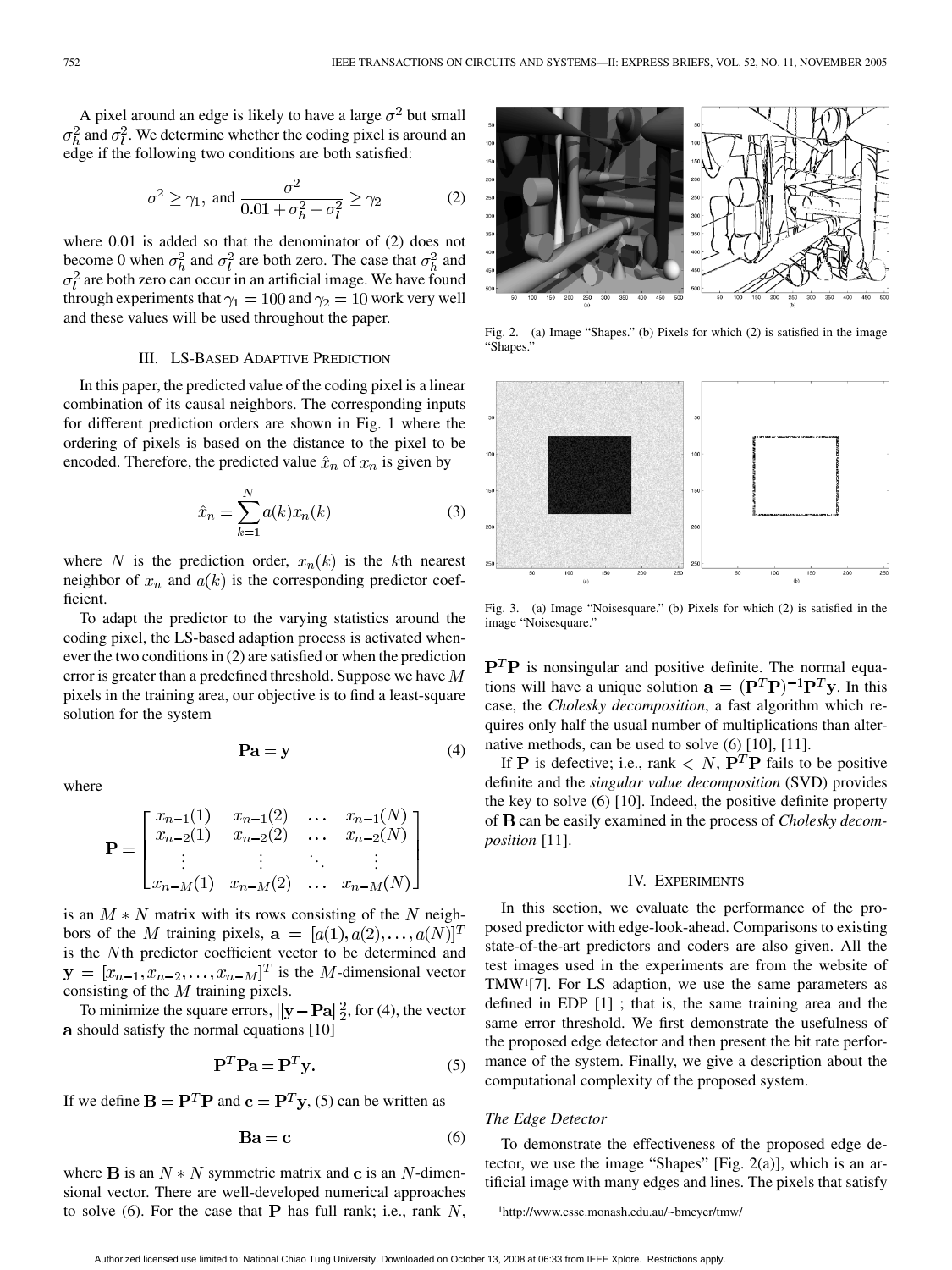A pixel around an edge is likely to have a large $\sigma^2$ but small $\sigma_h^2$ and $\sigma_l^2$. We determine whether the coding pixel is around an edge if the following two conditions are both satisfied:

$$\sigma^2 \geq \gamma_1, \text{ and } \frac{\sigma^2}{0.01 + \sigma_h^2 + \sigma_l^2} \geq \gamma_2 \tag{2}$$

where 0.01 is added so that the denominator of (2) does not become 0 when $\sigma_h^2$ and $\sigma_l^2$ are both zero. The case that $\sigma_h^2$ and $\sigma_l^2$ are both zero can occur in an artificial image. We have found through experiments that $\gamma_1 = 100$ and $\gamma_2 = 10$ work very well and these values will be used throughout the paper.

## III. LS-Based Adaptive Prediction

In this paper, the predicted value of the coding pixel is a linear combination of its causal neighbors. The corresponding inputs for different prediction orders are shown in Fig. 1 where the ordering of pixels is based on the distance to the pixel to be encoded. Therefore, the predicted value $\hat{x}_n$ of $x_n$ is given by

$$\hat{x}_n = \sum_{k=1}^{N} a(k) x_n(k) \tag{3}$$

where $N$ is the prediction order, $x_n(k)$ is the $k$th nearest neighbor of $x_n$ and $a(k)$ is the corresponding predictor coefficient.

To adapt the predictor to the varying statistics around the coding pixel, the LS-based adaption process is activated whenever the two conditions in (2) are satisfied or when the prediction error is greater than a predefined threshold. Suppose we have $M$ pixels in the training area, our objective is to find a least-square solution for the system

$$\mathbf{Pa} = \mathbf{y} \tag{4}$$

where

$$\mathbf{P} = \begin{bmatrix} x_{n-1}(1) & x_{n-1}(2) & \dots & x_{n-1}(N) \\ x_{n-2}(1) & x_{n-2}(2) & \dots & x_{n-2}(N) \\ \vdots & \vdots & \ddots & \vdots \\ x_{n-M}(1) & x_{n-M}(2) & \dots & x_{n-M}(N) \end{bmatrix}$$

is an $M * N$ matrix with its rows consisting of the $N$ neighbors of the $M$ training pixels, $\mathbf{a} = [a(1), a(2), \dots, a(N)]^T$ is the $N$th predictor coefficient vector to be determined and $\mathbf{y} = [x_{n-1}, x_{n-2}, \dots, x_{n-M}]^T$ is the $M$-dimensional vector consisting of the $M$ training pixels.

To minimize the square errors, $\|\mathbf{y} - \mathbf{Pa}\|_2^2$, for (4), the vector $\mathbf{a}$ should satisfy the normal equations [10]

$$\mathbf{P}^T\mathbf{Pa} = \mathbf{P}^T\mathbf{y}. \tag{5}$$

If we define $\mathbf{B} = \mathbf{P}^T\mathbf{P}$ and $\mathbf{c} = \mathbf{P}^T\mathbf{y}$, (5) can be written as

$$\mathbf{Ba} = \mathbf{c} \tag{6}$$

where $\mathbf{B}$ is an $N * N$ symmetric matrix and $\mathbf{c}$ is an $N$-dimensional vector. There are well-developed numerical approaches to solve (6). For the case that $\mathbf{P}$ has full rank; i.e., rank $N$, $\mathbf{P}^T\mathbf{P}$ is nonsingular and positive definite. The normal equations will have a unique solution $\mathbf{a} = (\mathbf{P}^T\mathbf{P})^{-1}\mathbf{P}^T\mathbf{y}$. In this case, the *Cholesky decomposition*, a fast algorithm which requires only half the usual number of multiplications than alternative methods, can be used to solve (6) [10], [11].

If $\mathbf{P}$ is defective; i.e., rank $< N$, $\mathbf{P}^T\mathbf{P}$ fails to be positive definite and the *singular value decomposition* (SVD) provides the key to solve (6) [10]. Indeed, the positive definite property of $\mathbf{B}$ can be easily examined in the process of *Cholesky decomposition* [11].

Fig. 2. (a) Image "Shapes." (b) Pixels for which (2) is satisfied in the image "Shapes."

Fig. 3. (a) Image "Noisesquare." (b) Pixels for which (2) is satisfied in the image "Noisesquare."

## IV. Experiments

In this section, we evaluate the performance of the proposed predictor with edge-look-ahead. Comparisons to existing state-of-the-art predictors and coders are also given. All the test images used in the experiments are from the website of TMW[1] [7]. For LS adaption, we use the same parameters as defined in EDP [1] ; that is, the same training area and the same error threshold. We first demonstrate the usefulness of the proposed edge detector and then present the bit rate performance of the system. Finally, we give a description about the computational complexity of the proposed system.

### The Edge Detector

To demonstrate the effectiveness of the proposed edge detector, we use the image "Shapes" [Fig. 2(a)], which is an artificial image with many edges and lines. The pixels that satisfy

[1] http://www.csse.monash.edu.au/~bmeyer/tmw/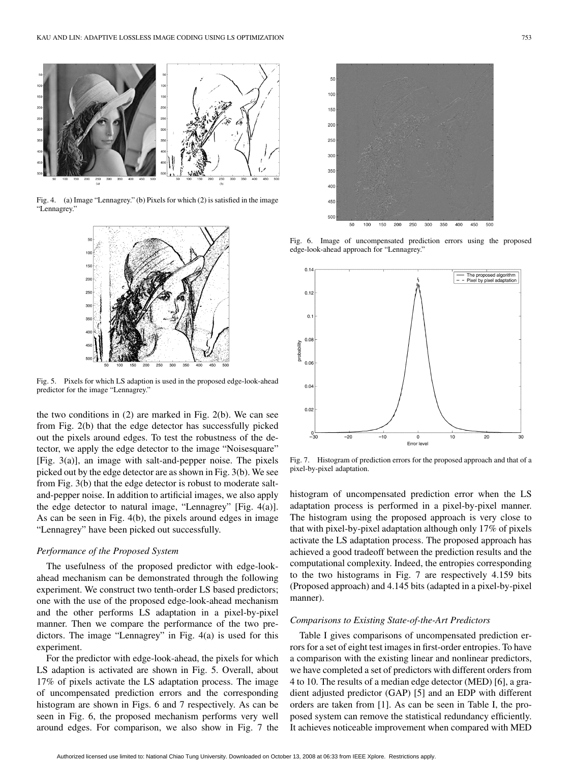Fig. 4. (a) Image "Lennagrey." (b) Pixels for which (2) is satisfied in the image "Lennagrey."

Fig. 5. Pixels for which LS adaption is used in the proposed edge-look-ahead predictor for the image "Lennagrey."

the two conditions in (2) are marked in Fig. 2(b). We can see from Fig. 2(b) that the edge detector has successfully picked out the pixels around edges. To test the robustness of the detector, we apply the edge detector to the image "Noisesquare" [Fig. 3(a)], an image with salt-and-pepper noise. The pixels picked out by the edge detector are as shown in Fig. 3(b). We see from Fig. 3(b) that the edge detector is robust to moderate salt-and-pepper noise. In addition to artificial images, we also apply the edge detector to natural image, "Lennagrey" [Fig. 4(a)]. As can be seen in Fig. 4(b), the pixels around edges in image "Lennagrey" have been picked out successfully.

### *Performance of the Proposed System*

The usefulness of the proposed predictor with edge-look-ahead mechanism can be demonstrated through the following experiment. We construct two tenth-order LS based predictors; one with the use of the proposed edge-look-ahead mechanism and the other performs LS adaptation in a pixel-by-pixel manner. Then we compare the performance of the two predictors. The image "Lennagrey" in Fig. 4(a) is used for this experiment.

For the predictor with edge-look-ahead, the pixels for which LS adaption is activated are shown in Fig. 5. Overall, about 17% of pixels activate the LS adaptation process. The image of uncompensated prediction errors and the corresponding histogram are shown in Figs. 6 and 7 respectively. As can be seen in Fig. 6, the proposed mechanism performs very well around edges. For comparison, we also show in Fig. 7 the histogram of uncompensated prediction error when the LS adaptation process is performed in a pixel-by-pixel manner. The histogram using the proposed approach is very close to that with pixel-by-pixel adaptation although only 17% of pixels activate the LS adaptation process. The proposed approach has achieved a good tradeoff between the prediction results and the computational complexity. Indeed, the entropies corresponding to the two histograms in Fig. 7 are respectively 4.159 bits (Proposed approach) and 4.145 bits (adapted in a pixel-by-pixel manner).

Fig. 6. Image of uncompensated prediction errors using the proposed edge-look-ahead approach for "Lennagrey."

Fig. 7. Histogram of prediction errors for the proposed approach and that of a pixel-by-pixel adaptation.

### *Comparisons to Existing State-of-the-Art Predictors*

Table I gives comparisons of uncompensated prediction errors for a set of eight test images in first-order entropies. To have a comparison with the existing linear and nonlinear predictors, we have completed a set of predictors with different orders from 4 to 10. The results of a median edge detector (MED) [6], a gradient adjusted predictor (GAP) [5] and an EDP with different orders are taken from [1]. As can be seen in Table I, the proposed system can remove the statistical redundancy efficiently. It achieves noticeable improvement when compared with MED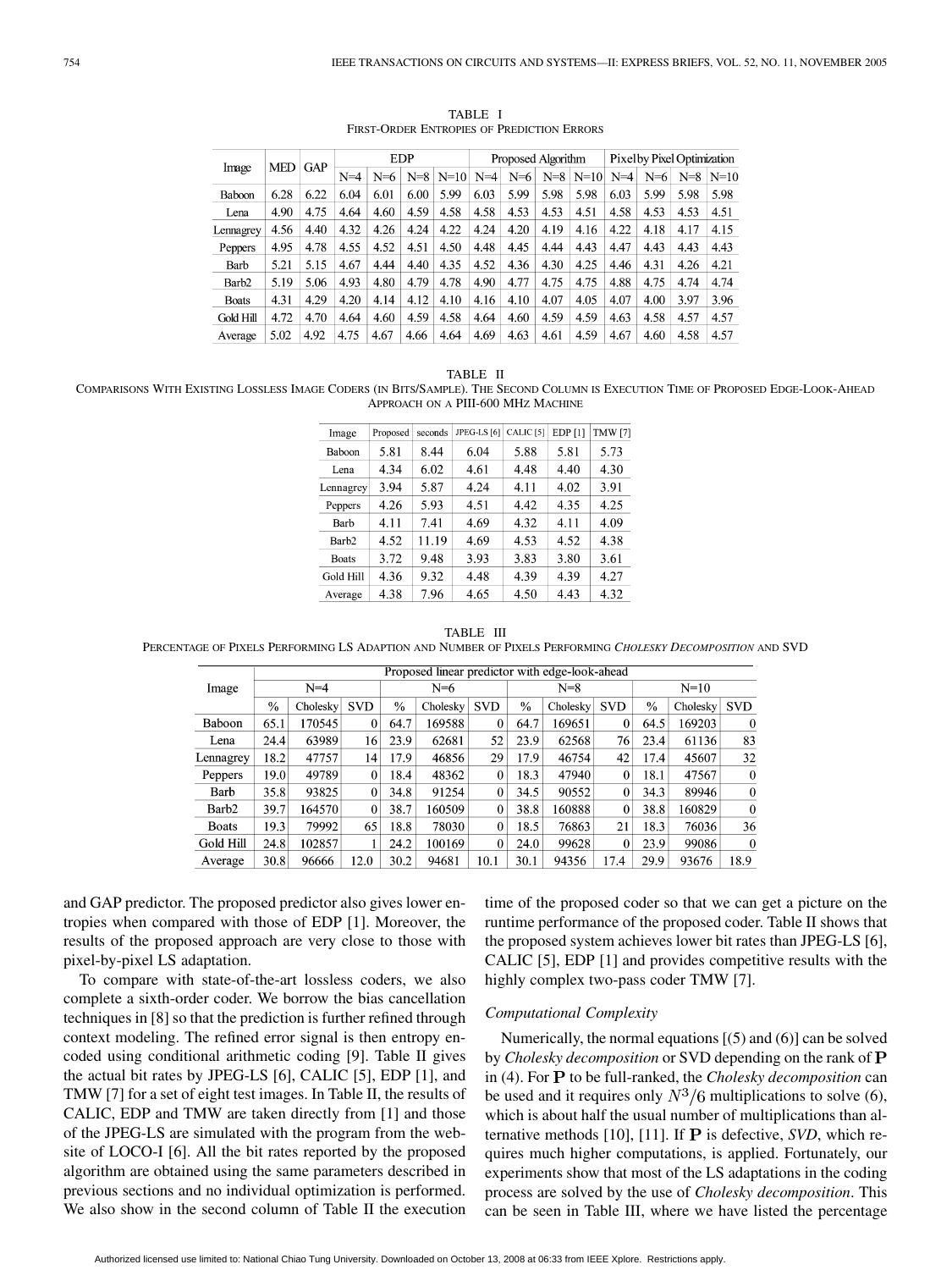TABLE I
FIRST-ORDER ENTROPIES OF PREDICTION ERRORS

| Image | MED | GAP | EDP | | | | Proposed Algorithm | | | | Pixel by Pixel Optimization | | | |
|---|---|---|---|---|---|---|---|---|---|---|---|---|---|---|
| | | | N=4 | N=6 | N=8 | N=10 | N=4 | N=6 | N=8 | N=10 | N=4 | N=6 | N=8 | N=10 |
| Baboon | 6.28 | 6.22 | 6.04 | 6.01 | 6.00 | 5.99 | 6.03 | 5.99 | 5.98 | 5.98 | 6.03 | 5.99 | 5.98 | 5.98 |
| Lena | 4.90 | 4.75 | 4.64 | 4.60 | 4.59 | 4.58 | 4.58 | 4.53 | 4.53 | 4.51 | 4.58 | 4.53 | 4.53 | 4.51 |
| Lennagrey | 4.56 | 4.40 | 4.32 | 4.26 | 4.24 | 4.22 | 4.24 | 4.20 | 4.19 | 4.16 | 4.22 | 4.18 | 4.17 | 4.15 |
| Peppers | 4.95 | 4.78 | 4.55 | 4.52 | 4.51 | 4.50 | 4.48 | 4.45 | 4.44 | 4.43 | 4.47 | 4.43 | 4.43 | 4.43 |
| Barb | 5.21 | 5.15 | 4.67 | 4.44 | 4.40 | 4.35 | 4.52 | 4.36 | 4.30 | 4.25 | 4.46 | 4.31 | 4.26 | 4.21 |
| Barb2 | 5.19 | 5.06 | 4.93 | 4.80 | 4.79 | 4.78 | 4.90 | 4.77 | 4.75 | 4.75 | 4.88 | 4.75 | 4.74 | 4.74 |
| Boats | 4.31 | 4.29 | 4.20 | 4.14 | 4.12 | 4.10 | 4.16 | 4.10 | 4.07 | 4.05 | 4.07 | 4.00 | 3.97 | 3.96 |
| Gold Hill | 4.72 | 4.70 | 4.64 | 4.60 | 4.59 | 4.58 | 4.64 | 4.60 | 4.59 | 4.59 | 4.63 | 4.58 | 4.57 | 4.57 |
| Average | 5.02 | 4.92 | 4.75 | 4.67 | 4.66 | 4.64 | 4.69 | 4.63 | 4.61 | 4.59 | 4.67 | 4.60 | 4.58 | 4.57 |

TABLE II
COMPARISONS WITH EXISTING LOSSLESS IMAGE CODERS (IN BITS/SAMPLE). THE SECOND COLUMN IS EXECUTION TIME OF PROPOSED EDGE-LOOK-AHEAD APPROACH ON A PIII-600 MHZ MACHINE

| Image | Proposed | seconds | JPEG-LS [6] | CALIC [5] | EDP [1] | TMW [7] |
|---|---|---|---|---|---|---|
| Baboon | 5.81 | 8.44 | 6.04 | 5.88 | 5.81 | 5.73 |
| Lena | 4.34 | 6.02 | 4.61 | 4.48 | 4.40 | 4.30 |
| Lennagrey | 3.94 | 5.87 | 4.24 | 4.11 | 4.02 | 3.91 |
| Peppers | 4.26 | 5.93 | 4.51 | 4.42 | 4.35 | 4.25 |
| Barb | 4.11 | 7.41 | 4.69 | 4.32 | 4.11 | 4.09 |
| Barb2 | 4.52 | 11.19 | 4.69 | 4.53 | 4.52 | 4.38 |
| Boats | 3.72 | 9.48 | 3.93 | 3.83 | 3.80 | 3.61 |
| Gold Hill | 4.36 | 9.32 | 4.48 | 4.39 | 4.39 | 4.27 |
| Average | 4.38 | 7.96 | 4.65 | 4.50 | 4.43 | 4.32 |

TABLE III
PERCENTAGE OF PIXELS PERFORMING LS ADAPTION AND NUMBER OF PIXELS PERFORMING *CHOLESKY DECOMPOSITION* AND SVD

| Image | Proposed linear predictor with edge-look-ahead | | | | | | | | | | | |
|---|---|---|---|---|---|---|---|---|---|---|---|---|
| | N=4 | | | N=6 | | | N=8 | | | N=10 | | |
| | % | Cholesky | SVD | % | Cholesky | SVD | % | Cholesky | SVD | % | Cholesky | SVD |
| Baboon | 65.1 | 170545 | 0 | 64.7 | 169588 | 0 | 64.7 | 169651 | 0 | 64.5 | 169203 | 0 |
| Lena | 24.4 | 63989 | 16 | 23.9 | 62681 | 52 | 23.9 | 62568 | 76 | 23.4 | 61136 | 83 |
| Lennagrey | 18.2 | 47757 | 14 | 17.9 | 46856 | 29 | 17.9 | 46754 | 42 | 17.4 | 45607 | 32 |
| Peppers | 19.0 | 49789 | 0 | 18.4 | 48362 | 0 | 18.3 | 47940 | 0 | 18.1 | 47567 | 0 |
| Barb | 35.8 | 93825 | 0 | 34.8 | 91254 | 0 | 34.5 | 90552 | 0 | 34.3 | 89946 | 0 |
| Barb2 | 39.7 | 164570 | 0 | 38.7 | 160509 | 0 | 38.8 | 160888 | 0 | 38.8 | 160829 | 0 |
| Boats | 19.3 | 79992 | 65 | 18.8 | 78030 | 0 | 18.5 | 76863 | 21 | 18.3 | 76036 | 36 |
| Gold Hill | 24.8 | 102857 | 1 | 24.2 | 100169 | 0 | 24.0 | 99628 | 0 | 23.9 | 99086 | 0 |
| Average | 30.8 | 96666 | 12.0 | 30.2 | 94681 | 10.1 | 30.1 | 94356 | 17.4 | 29.9 | 93676 | 18.9 |

and GAP predictor. The proposed predictor also gives lower entropies when compared with those of EDP [1]. Moreover, the results of the proposed approach are very close to those with pixel-by-pixel LS adaptation.

To compare with state-of-the-art lossless coders, we also complete a sixth-order coder. We borrow the bias cancellation techniques in [8] so that the prediction is further refined through context modeling. The refined error signal is then entropy encoded using conditional arithmetic coding [9]. Table II gives the actual bit rates by JPEG-LS [6], CALIC [5], EDP [1], and TMW [7] for a set of eight test images. In Table II, the results of CALIC, EDP and TMW are taken directly from [1] and those of the JPEG-LS are simulated with the program from the website of LOCO-I [6]. All the bit rates reported by the proposed algorithm are obtained using the same parameters described in previous sections and no individual optimization is performed. We also show in the second column of Table II the execution time of the proposed coder so that we can get a picture on the runtime performance of the proposed coder. Table II shows that the proposed system achieves lower bit rates than JPEG-LS [6], CALIC [5], EDP [1] and provides competitive results with the highly complex two-pass coder TMW [7].

### Computational Complexity

Numerically, the normal equations [(5) and (6)] can be solved by *Cholesky decomposition* or SVD depending on the rank of $\mathbf{P}$ in (4). For $\mathbf{P}$ to be full-ranked, the *Cholesky decomposition* can be used and it requires only $N^3/6$ multiplications to solve (6), which is about half the usual number of multiplications than alternative methods [10], [11]. If $\mathbf{P}$ is defective, *SVD*, which requires much higher computations, is applied. Fortunately, our experiments show that most of the LS adaptations in the coding process are solved by the use of *Cholesky decomposition*. This can be seen in Table III, where we have listed the percentage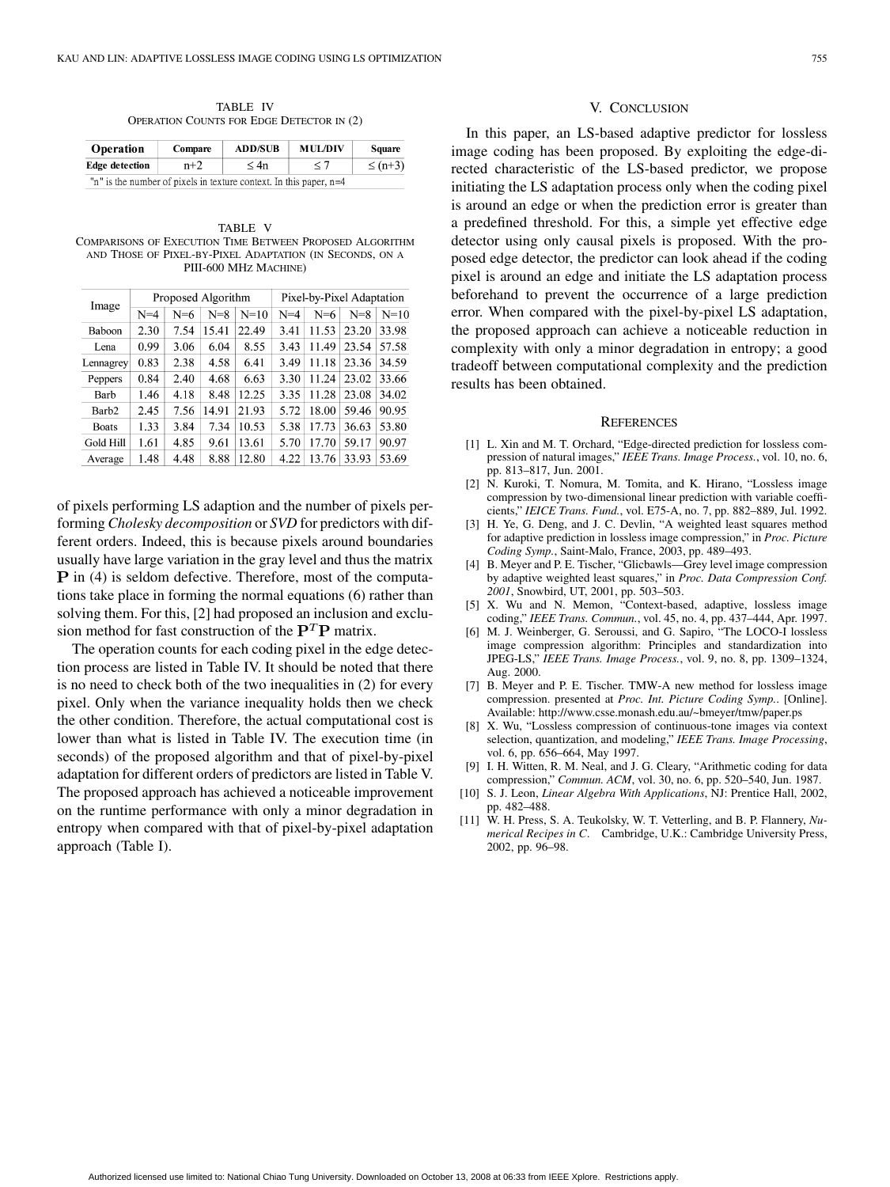TABLE IV
OPERATION COUNTS FOR EDGE DETECTOR IN (2)

| Operation | Compare | ADD/SUB | MUL/DIV | Square |
|---|---|---|---|---|
| Edge detection | n+2 | ≤ 4n | ≤ 7 | ≤ (n+3) |

"n" is the number of pixels in texture context. In this paper, n=4

TABLE V
COMPARISONS OF EXECUTION TIME BETWEEN PROPOSED ALGORITHM AND THOSE OF PIXEL-BY-PIXEL ADAPTATION (IN SECONDS, ON A PIII-600 MHZ MACHINE)

| Image | Proposed Algorithm | | | | Pixel-by-Pixel Adaptation | | | |
|---|---|---|---|---|---|---|---|---|
| | N=4 | N=6 | N=8 | N=10 | N=4 | N=6 | N=8 | N=10 |
| Baboon | 2.30 | 7.54 | 15.41 | 22.49 | 3.41 | 11.53 | 23.20 | 33.98 |
| Lena | 0.99 | 3.06 | 6.04 | 8.55 | 3.43 | 11.49 | 23.54 | 57.58 |
| Lennagrey | 0.83 | 2.38 | 4.58 | 6.41 | 3.49 | 11.18 | 23.36 | 34.59 |
| Peppers | 0.84 | 2.40 | 4.68 | 6.63 | 3.30 | 11.24 | 23.02 | 33.66 |
| Barb | 1.46 | 4.18 | 8.48 | 12.25 | 3.35 | 11.28 | 23.08 | 34.02 |
| Barb2 | 2.45 | 7.56 | 14.91 | 21.93 | 5.72 | 18.00 | 59.46 | 90.95 |
| Boats | 1.33 | 3.84 | 7.34 | 10.53 | 5.38 | 17.73 | 36.63 | 53.80 |
| Gold Hill | 1.61 | 4.85 | 9.61 | 13.61 | 5.70 | 17.70 | 59.17 | 90.97 |
| Average | 1.48 | 4.48 | 8.88 | 12.80 | 4.22 | 13.76 | 33.93 | 53.69 |

of pixels performing LS adaption and the number of pixels performing *Cholesky decomposition* or *SVD* for predictors with different orders. Indeed, this is because pixels around boundaries usually have large variation in the gray level and thus the matrix $\mathbf{P}$ in (4) is seldom defective. Therefore, most of the computations take place in forming the normal equations (6) rather than solving them. For this, [2] had proposed an inclusion and exclusion method for fast construction of the $\mathbf{P}^T\mathbf{P}$ matrix.

The operation counts for each coding pixel in the edge detection process are listed in Table IV. It should be noted that there is no need to check both of the two inequalities in (2) for every pixel. Only when the variance inequality holds then we check the other condition. Therefore, the actual computational cost is lower than what is listed in Table IV. The execution time (in seconds) of the proposed algorithm and that of pixel-by-pixel adaptation for different orders of predictors are listed in Table V. The proposed approach has achieved a noticeable improvement on the runtime performance with only a minor degradation in entropy when compared with that of pixel-by-pixel adaptation approach (Table I).

## V. CONCLUSION

In this paper, an LS-based adaptive predictor for lossless image coding has been proposed. By exploiting the edge-directed characteristic of the LS-based predictor, we propose initiating the LS adaptation process only when the coding pixel is around an edge or when the prediction error is greater than a predefined threshold. For this, a simple yet effective edge detector using only causal pixels is proposed. With the proposed edge detector, the predictor can look ahead if the coding pixel is around an edge and initiate the LS adaptation process beforehand to prevent the occurrence of a large prediction error. When compared with the pixel-by-pixel LS adaptation, the proposed approach can achieve a noticeable reduction in complexity with only a minor degradation in entropy; a good tradeoff between computational complexity and the prediction results has been obtained.

## REFERENCES

[1] L. Xin and M. T. Orchard, "Edge-directed prediction for lossless compression of natural images," *IEEE Trans. Image Process.*, vol. 10, no. 6, pp. 813–817, Jun. 2001.

[2] N. Kuroki, T. Nomura, M. Tomita, and K. Hirano, "Lossless image compression by two-dimensional linear prediction with variable coefficients," *IEICE Trans. Fund.*, vol. E75-A, no. 7, pp. 882–889, Jul. 1992.

[3] H. Ye, G. Deng, and J. C. Devlin, "A weighted least squares method for adaptive prediction in lossless image compression," in *Proc. Picture Coding Symp.*, Saint-Malo, France, 2003, pp. 489–493.

[4] B. Meyer and P. E. Tischer, "Glicbawls—Grey level image compression by adaptive weighted least squares," in *Proc. Data Compression Conf. 2001*, Snowbird, UT, 2001, pp. 503–503.

[5] X. Wu and N. Memon, "Context-based, adaptive, lossless image coding," *IEEE Trans. Commun.*, vol. 45, no. 4, pp. 437–444, Apr. 1997.

[6] M. J. Weinberger, G. Seroussi, and G. Sapiro, "The LOCO-I lossless image compression algorithm: Principles and standardization into JPEG-LS," *IEEE Trans. Image Process.*, vol. 9, no. 8, pp. 1309–1324, Aug. 2000.

[7] B. Meyer and P. E. Tischer. TMW-A new method for lossless image compression. presented at *Proc. Int. Picture Coding Symp.*. [Online]. Available: http://www.csse.monash.edu.au/~bmeyer/tmw/paper.ps

[8] X. Wu, "Lossless compression of continuous-tone images via context selection, quantization, and modeling," *IEEE Trans. Image Processing*, vol. 6, pp. 656–664, May 1997.

[9] I. H. Witten, R. M. Neal, and J. G. Cleary, "Arithmetic coding for data compression," *Commun. ACM*, vol. 30, no. 6, pp. 520–540, Jun. 1987.

[10] S. J. Leon, *Linear Algebra With Applications*, NJ: Prentice Hall, 2002, pp. 482–488.

[11] W. H. Press, S. A. Teukolsky, W. T. Vetterling, and B. P. Flannery, *Numerical Recipes in C*. Cambridge, U.K.: Cambridge University Press, 2002, pp. 96–98.